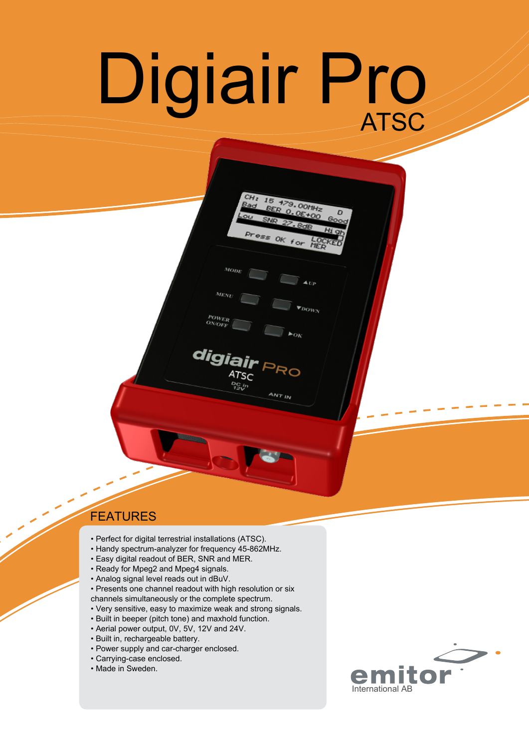# Digiair Pro

ATSC

## FEATURES

- Perfect for digital terrestrial installations (ATSC).
- Handy spectrum-analyzer for frequency 45-862MHz.
- Easy digital readout of BER, SNR and MER.
- Ready for Mpeg2 and Mpeg4 signals.
- Analog signal level reads out in dBuV.
- Presents one channel readout with high resolution or six channels simultaneously or the complete spectrum.
- Very sensitive, easy to maximize weak and strong signals.
- Built in beeper (pitch tone) and maxhold function.
- Aerial power output, 0V, 5V, 12V and 24V.
- Built in, rechargeable battery.
- Power supply and car-charger enclosed.
- Carrying-case enclosed.
- Made in Sweden.

emitor
International AB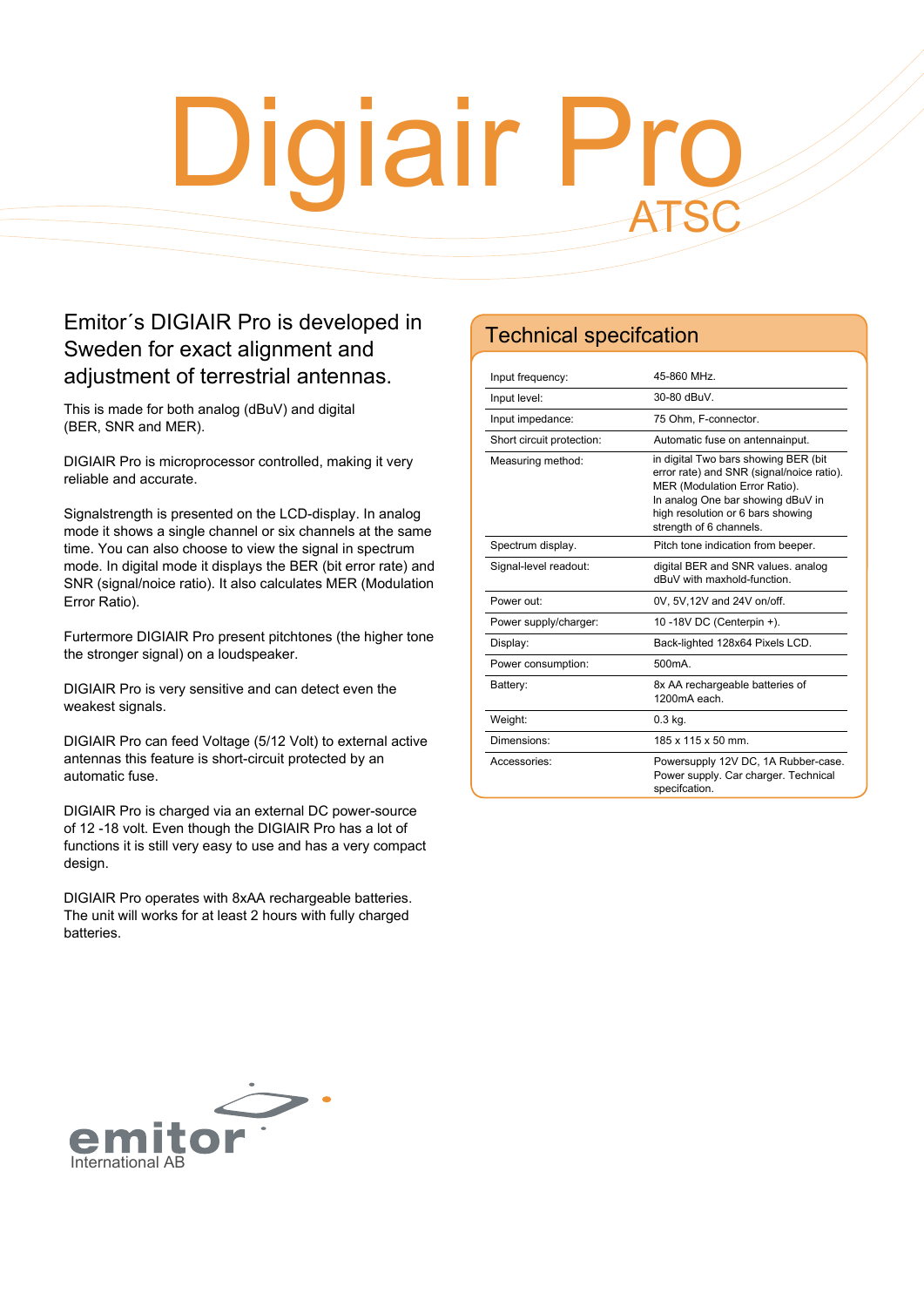# Digiair Pro

ATSC

## Emitor´s DIGIAIR Pro is developed in Sweden for exact alignment and adjustment of terrestrial antennas.

This is made for both analog (dBuV) and digital (BER, SNR and MER).

DIGIAIR Pro is microprocessor controlled, making it very reliable and accurate.

Signalstrength is presented on the LCD-display. In analog mode it shows a single channel or six channels at the same time. You can also choose to view the signal in spectrum mode. In digital mode it displays the BER (bit error rate) and SNR (signal/noice ratio). It also calculates MER (Modulation Error Ratio).

Furtermore DIGIAIR Pro present pitchtones (the higher tone the stronger signal) on a loudspeaker.

DIGIAIR Pro is very sensitive and can detect even the weakest signals.

DIGIAIR Pro can feed Voltage (5/12 Volt) to external active antennas this feature is short-circuit protected by an automatic fuse.

DIGIAIR Pro is charged via an external DC power-source of 12 -18 volt. Even though the DIGIAIR Pro has a lot of functions it is still very easy to use and has a very compact design.

DIGIAIR Pro operates with 8xAA rechargeable batteries. The unit will works for at least 2 hours with fully charged batteries.

## Technical specifcation

| | |
|---|---|
| Input frequency: | 45-860 MHz. |
| Input level: | 30-80 dBuV. |
| Input impedance: | 75 Ohm, F-connector. |
| Short circuit protection: | Automatic fuse on antennainput. |
| Measuring method: | in digital Two bars showing BER (bit error rate) and SNR (signal/noice ratio). MER (Modulation Error Ratio). In analog One bar showing dBuV in high resolution or 6 bars showing strength of 6 channels. |
| Spectrum display. | Pitch tone indication from beeper. |
| Signal-level readout: | digital BER and SNR values. analog dBuV with maxhold-function. |
| Power out: | 0V, 5V,12V and 24V on/off. |
| Power supply/charger: | 10 -18V DC (Centerpin +). |
| Display: | Back-lighted 128x64 Pixels LCD. |
| Power consumption: | 500mA. |
| Battery: | 8x AA rechargeable batteries of 1200mA each. |
| Weight: | 0.3 kg. |
| Dimensions: | 185 x 115 x 50 mm. |
| Accessories: | Powersupply 12V DC, 1A Rubber-case. Power supply. Car charger. Technical specifcation. |

emitor
International AB